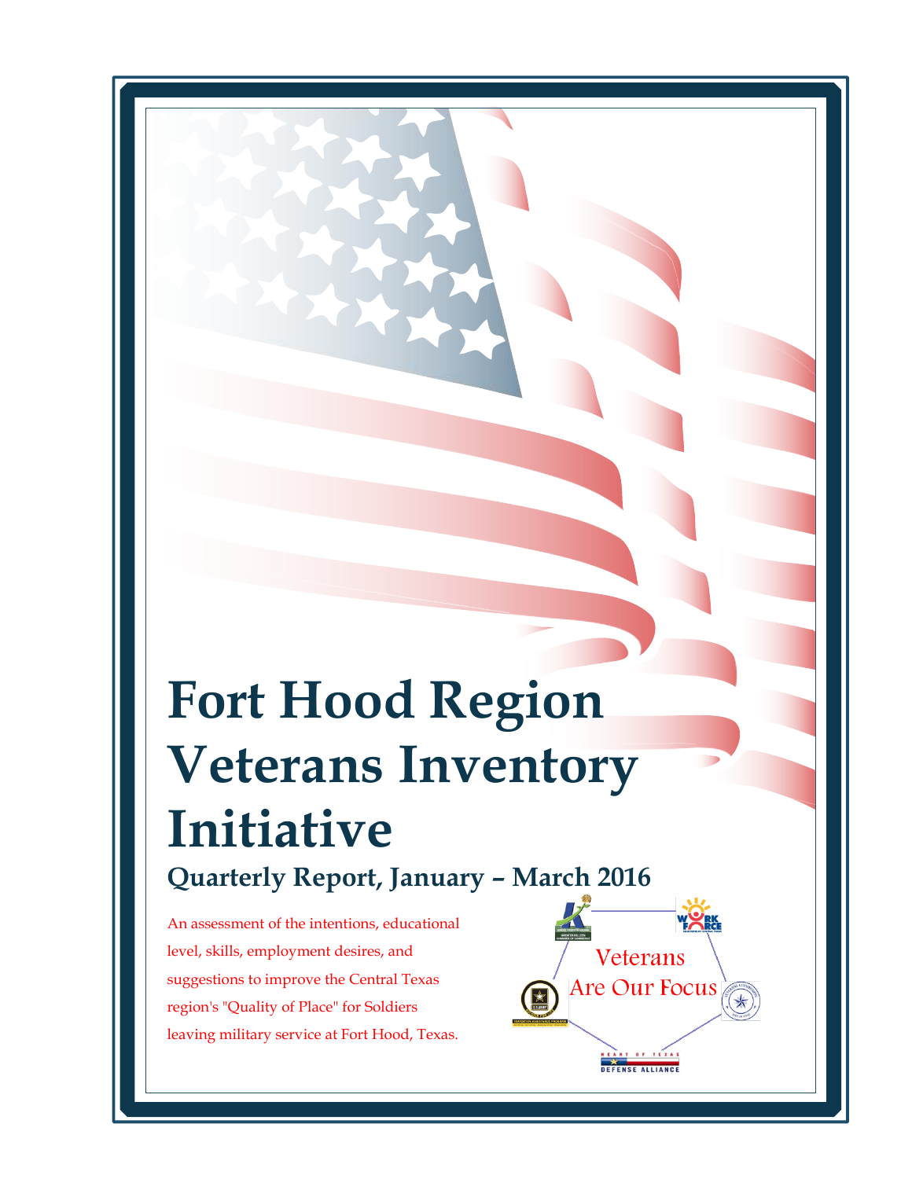# Fort Hood Region Veterans Inventory Initiative

## Quarterly Report, January – March 2016

An assessment of the intentions, educational level, skills, employment desires, and suggestions to improve the Central Texas region's "Quality of Place" for Soldiers leaving military service at Fort Hood, Texas.

Veterans Are Our Focus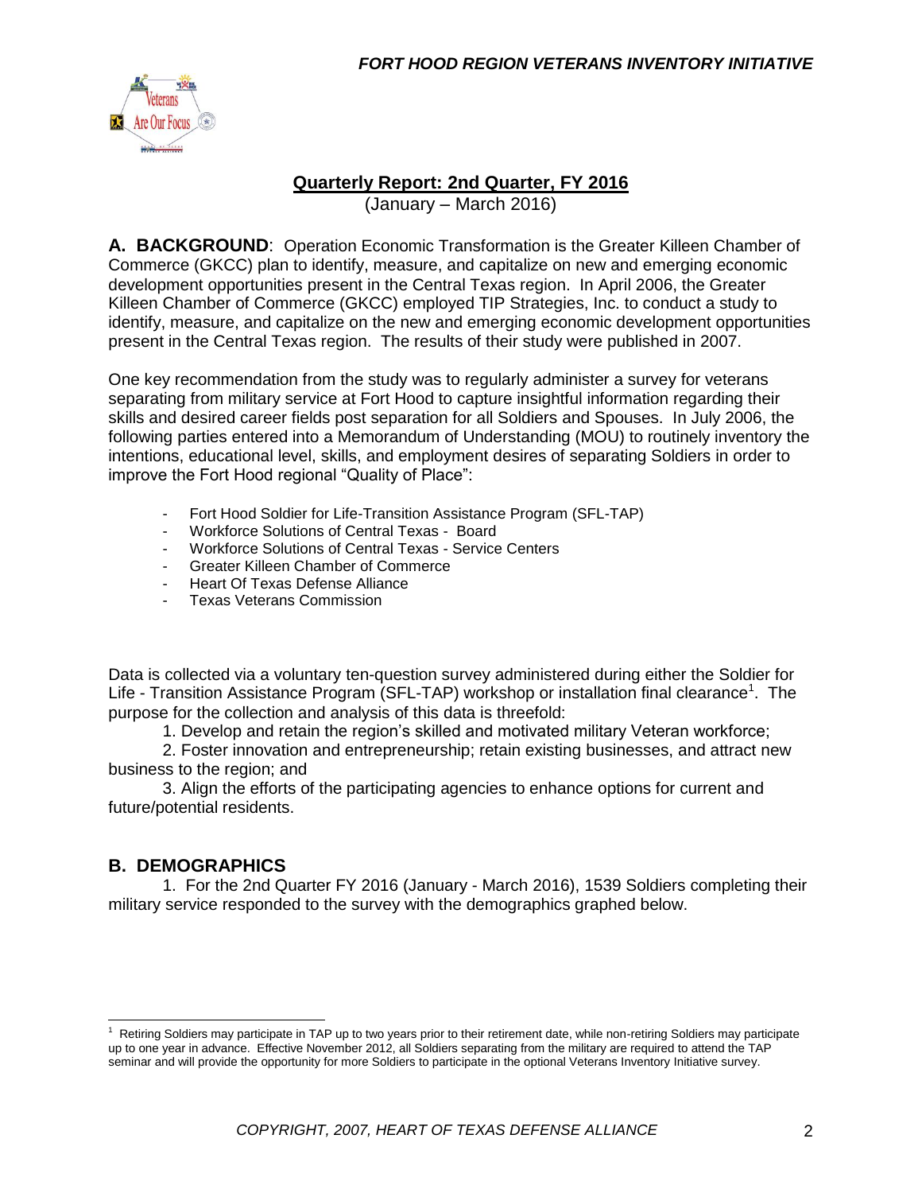**Quarterly Report: 2nd Quarter, FY 2016**

(January – March 2016)

**A. BACKGROUND**: Operation Economic Transformation is the Greater Killeen Chamber of Commerce (GKCC) plan to identify, measure, and capitalize on new and emerging economic development opportunities present in the Central Texas region. In April 2006, the Greater Killeen Chamber of Commerce (GKCC) employed TIP Strategies, Inc. to conduct a study to identify, measure, and capitalize on the new and emerging economic development opportunities present in the Central Texas region. The results of their study were published in 2007.

One key recommendation from the study was to regularly administer a survey for veterans separating from military service at Fort Hood to capture insightful information regarding their skills and desired career fields post separation for all Soldiers and Spouses. In July 2006, the following parties entered into a Memorandum of Understanding (MOU) to routinely inventory the intentions, educational level, skills, and employment desires of separating Soldiers in order to improve the Fort Hood regional "Quality of Place":

- Fort Hood Soldier for Life-Transition Assistance Program (SFL-TAP)
- Workforce Solutions of Central Texas - Board
- Workforce Solutions of Central Texas - Service Centers
- Greater Killeen Chamber of Commerce
- Heart Of Texas Defense Alliance
- Texas Veterans Commission

Data is collected via a voluntary ten-question survey administered during either the Soldier for Life - Transition Assistance Program (SFL-TAP) workshop or installation final clearance[1]. The purpose for the collection and analysis of this data is threefold:

1. Develop and retain the region's skilled and motivated military Veteran workforce;
2. Foster innovation and entrepreneurship; retain existing businesses, and attract new business to the region; and
3. Align the efforts of the participating agencies to enhance options for current and future/potential residents.

## B. DEMOGRAPHICS

1. For the 2nd Quarter FY 2016 (January - March 2016), 1539 Soldiers completing their military service responded to the survey with the demographics graphed below.

[1] Retiring Soldiers may participate in TAP up to two years prior to their retirement date, while non-retiring Soldiers may participate up to one year in advance. Effective November 2012, all Soldiers separating from the military are required to attend the TAP seminar and will provide the opportunity for more Soldiers to participate in the optional Veterans Inventory Initiative survey.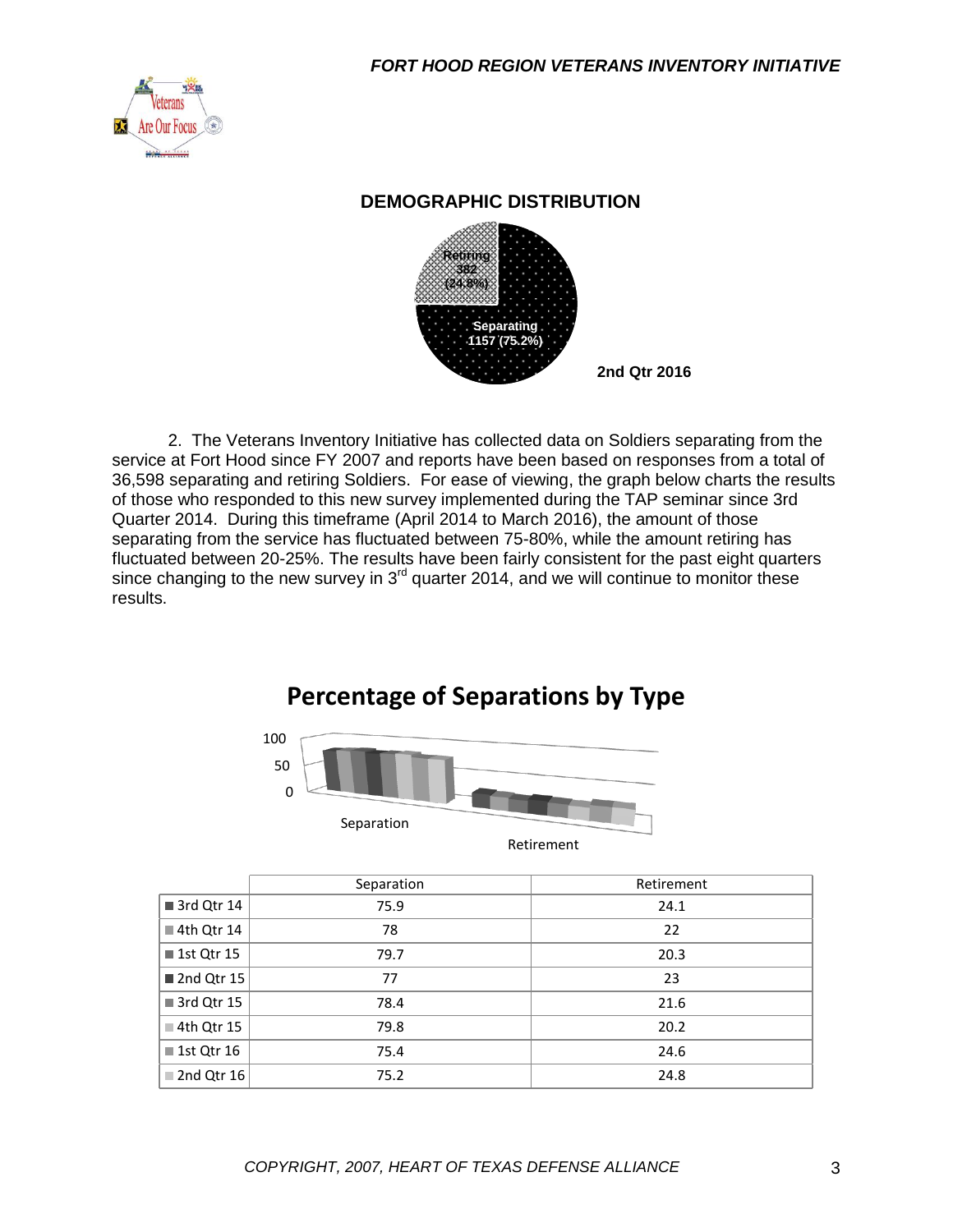## DEMOGRAPHIC DISTRIBUTION

Retiring 382 (24.8%)

Separating 1157 (75.2%)

2nd Qtr 2016

2. The Veterans Inventory Initiative has collected data on Soldiers separating from the service at Fort Hood since FY 2007 and reports have been based on responses from a total of 36,598 separating and retiring Soldiers. For ease of viewing, the graph below charts the results of those who responded to this new survey implemented during the TAP seminar since 3rd Quarter 2014. During this timeframe (April 2014 to March 2016), the amount of those separating from the service has fluctuated between 75-80%, while the amount retiring has fluctuated between 20-25%. The results have been fairly consistent for the past eight quarters since changing to the new survey in 3rd quarter 2014, and we will continue to monitor these results.

## Percentage of Separations by Type

| | Separation | Retirement |
|---|---|---|
| 3rd Qtr 14 | 75.9 | 24.1 |
| 4th Qtr 14 | 78 | 22 |
| 1st Qtr 15 | 79.7 | 20.3 |
| 2nd Qtr 15 | 77 | 23 |
| 3rd Qtr 15 | 78.4 | 21.6 |
| 4th Qtr 15 | 79.8 | 20.2 |
| 1st Qtr 16 | 75.4 | 24.6 |
| 2nd Qtr 16 | 75.2 | 24.8 |

*COPYRIGHT, 2007, HEART OF TEXAS DEFENSE ALLIANCE*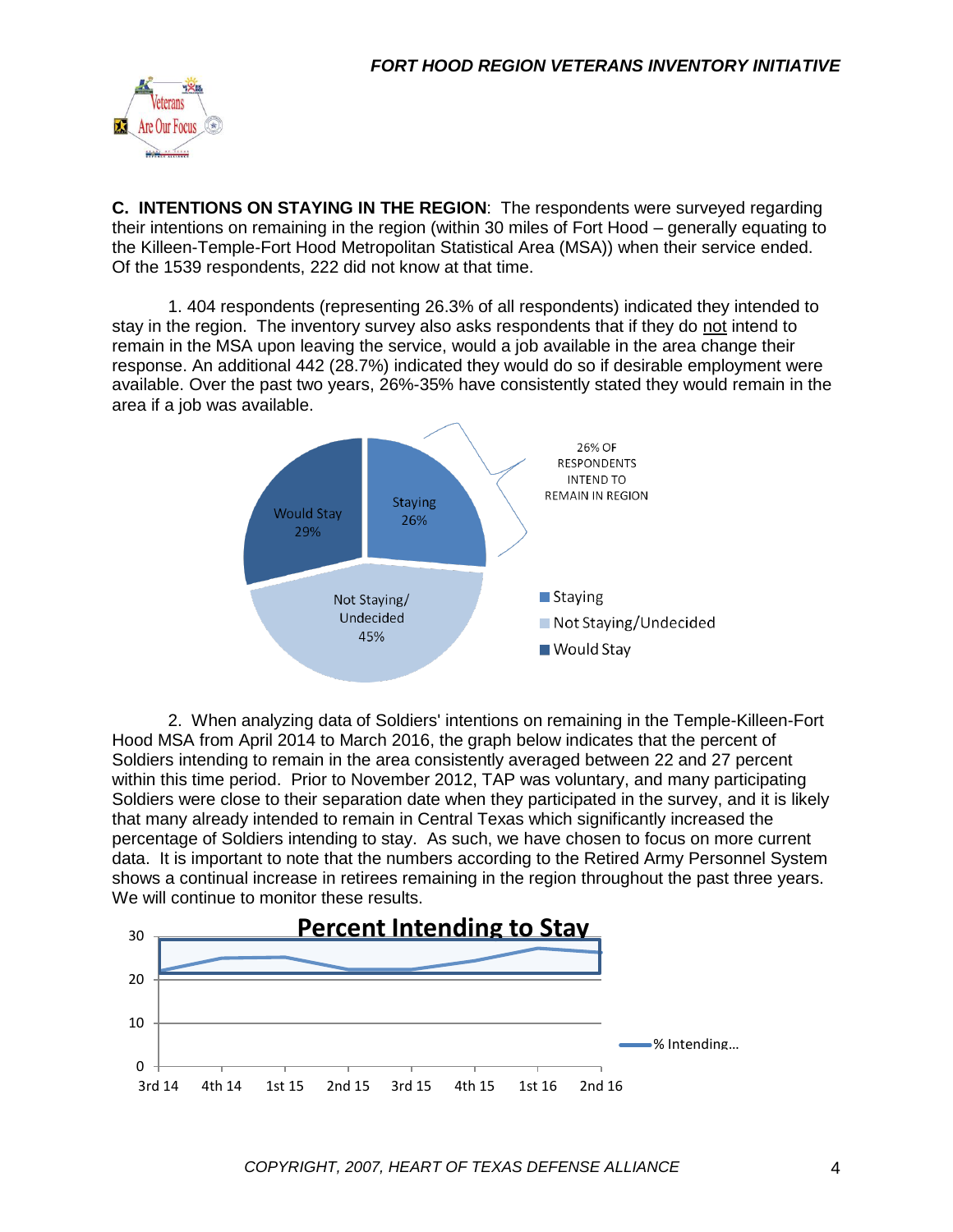**C. INTENTIONS ON STAYING IN THE REGION**: The respondents were surveyed regarding their intentions on remaining in the region (within 30 miles of Fort Hood – generally equating to the Killeen-Temple-Fort Hood Metropolitan Statistical Area (MSA)) when their service ended. Of the 1539 respondents, 222 did not know at that time.

1. 404 respondents (representing 26.3% of all respondents) indicated they intended to stay in the region. The inventory survey also asks respondents that if they do not intend to remain in the MSA upon leaving the service, would a job available in the area change their response. An additional 442 (28.7%) indicated they would do so if desirable employment were available. Over the past two years, 26%-35% have consistently stated they would remain in the area if a job was available.

Would Stay 29%
Staying 26%
Not Staying/Undecided 45%

26% OF RESPONDENTS INTEND TO REMAIN IN REGION

- Staying
- Not Staying/Undecided
- Would Stay

2. When analyzing data of Soldiers' intentions on remaining in the Temple-Killeen-Fort Hood MSA from April 2014 to March 2016, the graph below indicates that the percent of Soldiers intending to remain in the area consistently averaged between 22 and 27 percent within this time period. Prior to November 2012, TAP was voluntary, and many participating Soldiers were close to their separation date when they participated in the survey, and it is likely that many already intended to remain in Central Texas which significantly increased the percentage of Soldiers intending to stay. As such, we have chosen to focus on more current data. It is important to note that the numbers according to the Retired Army Personnel System shows a continual increase in retirees remaining in the region throughout the past three years. We will continue to monitor these results.

**Percent Intending to Stay**

% Intending...

3rd 14, 4th 14, 1st 15, 2nd 15, 3rd 15, 4th 15, 1st 16, 2nd 16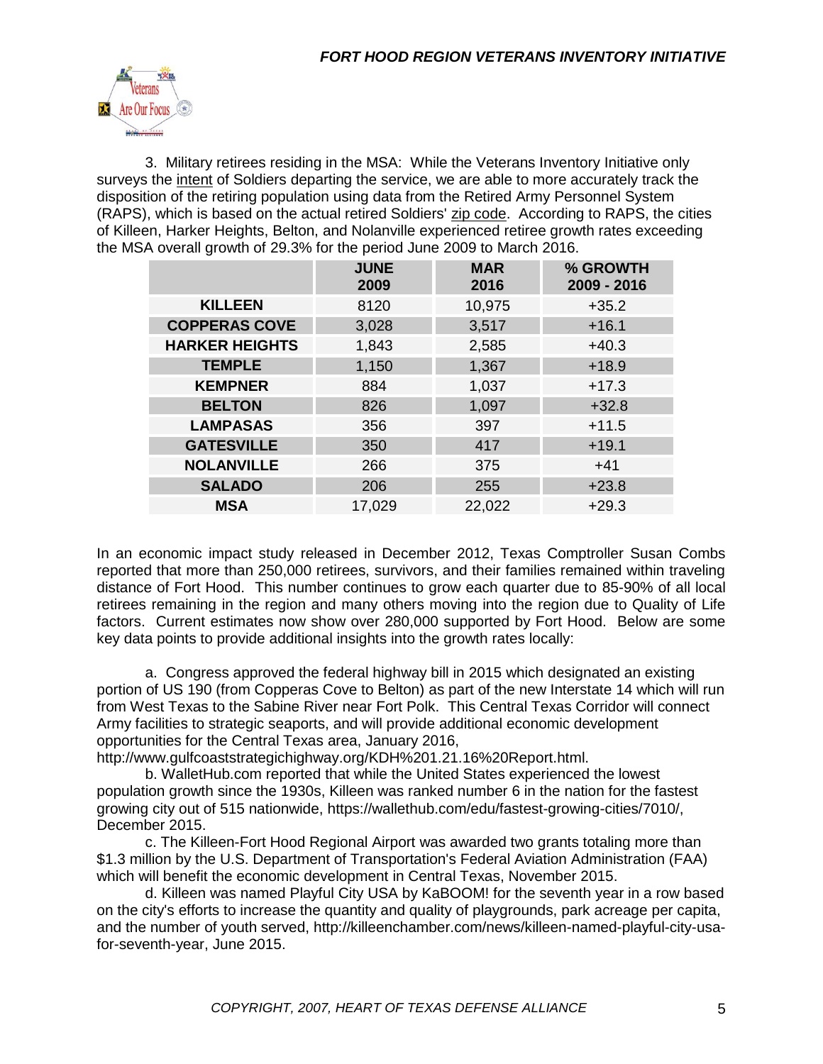3. Military retirees residing in the MSA: While the Veterans Inventory Initiative only surveys the intent of Soldiers departing the service, we are able to more accurately track the disposition of the retiring population using data from the Retired Army Personnel System (RAPS), which is based on the actual retired Soldiers' zip code. According to RAPS, the cities of Killeen, Harker Heights, Belton, and Nolanville experienced retiree growth rates exceeding the MSA overall growth of 29.3% for the period June 2009 to March 2016.

| | JUNE 2009 | MAR 2016 | % GROWTH 2009 - 2016 |
|---|---|---|---|
| **KILLEEN** | 8120 | 10,975 | +35.2 |
| **COPPERAS COVE** | 3,028 | 3,517 | +16.1 |
| **HARKER HEIGHTS** | 1,843 | 2,585 | +40.3 |
| **TEMPLE** | 1,150 | 1,367 | +18.9 |
| **KEMPNER** | 884 | 1,037 | +17.3 |
| **BELTON** | 826 | 1,097 | +32.8 |
| **LAMPASAS** | 356 | 397 | +11.5 |
| **GATESVILLE** | 350 | 417 | +19.1 |
| **NOLANVILLE** | 266 | 375 | +41 |
| **SALADO** | 206 | 255 | +23.8 |
| **MSA** | 17,029 | 22,022 | +29.3 |

In an economic impact study released in December 2012, Texas Comptroller Susan Combs reported that more than 250,000 retirees, survivors, and their families remained within traveling distance of Fort Hood. This number continues to grow each quarter due to 85-90% of all local retirees remaining in the region and many others moving into the region due to Quality of Life factors. Current estimates now show over 280,000 supported by Fort Hood. Below are some key data points to provide additional insights into the growth rates locally:

a. Congress approved the federal highway bill in 2015 which designated an existing portion of US 190 (from Copperas Cove to Belton) as part of the new Interstate 14 which will run from West Texas to the Sabine River near Fort Polk. This Central Texas Corridor will connect Army facilities to strategic seaports, and will provide additional economic development opportunities for the Central Texas area, January 2016, http://www.gulfcoaststrategichighway.org/KDH%201.21.16%20Report.html.

b. WalletHub.com reported that while the United States experienced the lowest population growth since the 1930s, Killeen was ranked number 6 in the nation for the fastest growing city out of 515 nationwide, https://wallethub.com/edu/fastest-growing-cities/7010/, December 2015.

c. The Killeen-Fort Hood Regional Airport was awarded two grants totaling more than $1.3 million by the U.S. Department of Transportation's Federal Aviation Administration (FAA) which will benefit the economic development in Central Texas, November 2015.

d. Killeen was named Playful City USA by KaBOOM! for the seventh year in a row based on the city's efforts to increase the quantity and quality of playgrounds, park acreage per capita, and the number of youth served, http://killeenchamber.com/news/killeen-named-playful-city-usa-for-seventh-year, June 2015.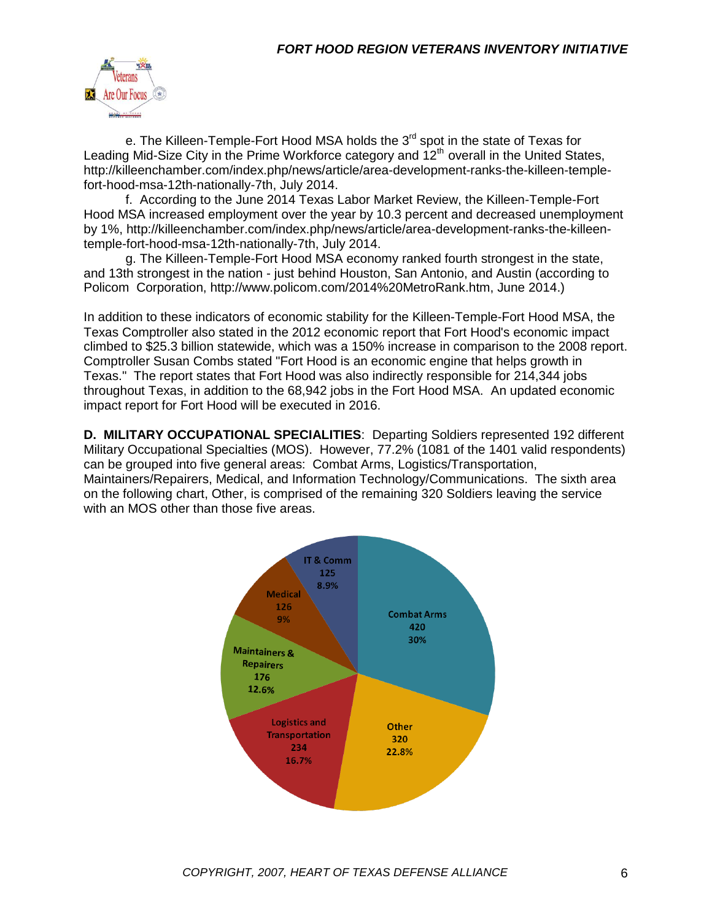e. The Killeen-Temple-Fort Hood MSA holds the 3rd spot in the state of Texas for Leading Mid-Size City in the Prime Workforce category and 12th overall in the United States, http://killeenchamber.com/index.php/news/article/area-development-ranks-the-killeen-temple-fort-hood-msa-12th-nationally-7th, July 2014.

f. According to the June 2014 Texas Labor Market Review, the Killeen-Temple-Fort Hood MSA increased employment over the year by 10.3 percent and decreased unemployment by 1%, http://killeenchamber.com/index.php/news/article/area-development-ranks-the-killeen-temple-fort-hood-msa-12th-nationally-7th, July 2014.

g. The Killeen-Temple-Fort Hood MSA economy ranked fourth strongest in the state, and 13th strongest in the nation - just behind Houston, San Antonio, and Austin (according to Policom Corporation, http://www.policom.com/2014%20MetroRank.htm, June 2014.)

In addition to these indicators of economic stability for the Killeen-Temple-Fort Hood MSA, the Texas Comptroller also stated in the 2012 economic report that Fort Hood's economic impact climbed to $25.3 billion statewide, which was a 150% increase in comparison to the 2008 report. Comptroller Susan Combs stated "Fort Hood is an economic engine that helps growth in Texas." The report states that Fort Hood was also indirectly responsible for 214,344 jobs throughout Texas, in addition to the 68,942 jobs in the Fort Hood MSA. An updated economic impact report for Fort Hood will be executed in 2016.

**D. MILITARY OCCUPATIONAL SPECIALITIES**: Departing Soldiers represented 192 different Military Occupational Specialties (MOS). However, 77.2% (1081 of the 1401 valid respondents) can be grouped into five general areas: Combat Arms, Logistics/Transportation, Maintainers/Repairers, Medical, and Information Technology/Communications. The sixth area on the following chart, Other, is comprised of the remaining 320 Soldiers leaving the service with an MOS other than those five areas.

| Area | Count | Percent |
|---|---|---|
| Combat Arms | 420 | 30% |
| Other | 320 | 22.8% |
| Logistics and Transportation | 234 | 16.7% |
| Maintainers & Repairers | 176 | 12.6% |
| Medical | 126 | 9% |
| IT & Comm | 125 | 8.9% |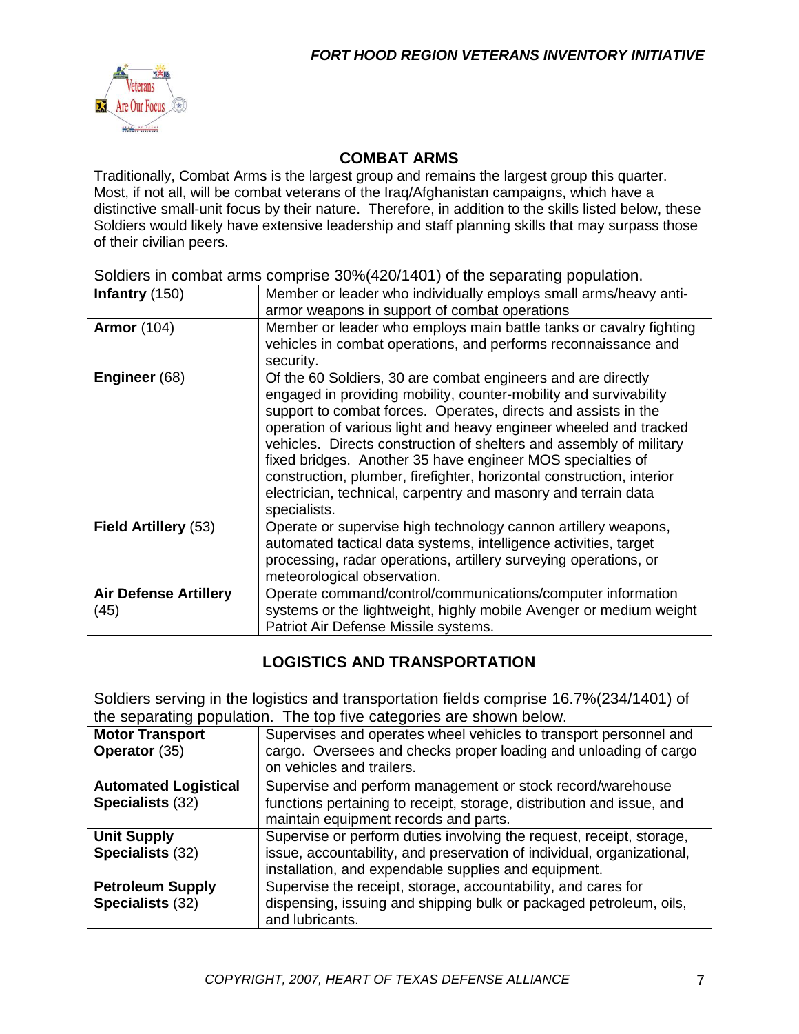## COMBAT ARMS

Traditionally, Combat Arms is the largest group and remains the largest group this quarter. Most, if not all, will be combat veterans of the Iraq/Afghanistan campaigns, which have a distinctive small-unit focus by their nature. Therefore, in addition to the skills listed below, these Soldiers would likely have extensive leadership and staff planning skills that may surpass those of their civilian peers.

Soldiers in combat arms comprise 30%(420/1401) of the separating population.

| | |
|---|---|
| **Infantry** (150) | Member or leader who individually employs small arms/heavy anti-armor weapons in support of combat operations |
| **Armor** (104) | Member or leader who employs main battle tanks or cavalry fighting vehicles in combat operations, and performs reconnaissance and security. |
| **Engineer** (68) | Of the 60 Soldiers, 30 are combat engineers and are directly engaged in providing mobility, counter-mobility and survivability support to combat forces. Operates, directs and assists in the operation of various light and heavy engineer wheeled and tracked vehicles. Directs construction of shelters and assembly of military fixed bridges. Another 35 have engineer MOS specialties of construction, plumber, firefighter, horizontal construction, interior electrician, technical, carpentry and masonry and terrain data specialists. |
| **Field Artillery** (53) | Operate or supervise high technology cannon artillery weapons, automated tactical data systems, intelligence activities, target processing, radar operations, artillery surveying operations, or meteorological observation. |
| **Air Defense Artillery** (45) | Operate command/control/communications/computer information systems or the lightweight, highly mobile Avenger or medium weight Patriot Air Defense Missile systems. |

## LOGISTICS AND TRANSPORTATION

Soldiers serving in the logistics and transportation fields comprise 16.7%(234/1401) of the separating population. The top five categories are shown below.

| | |
|---|---|
| **Motor Transport Operator** (35) | Supervises and operates wheel vehicles to transport personnel and cargo. Oversees and checks proper loading and unloading of cargo on vehicles and trailers. |
| **Automated Logistical Specialists** (32) | Supervise and perform management or stock record/warehouse functions pertaining to receipt, storage, distribution and issue, and maintain equipment records and parts. |
| **Unit Supply Specialists** (32) | Supervise or perform duties involving the request, receipt, storage, issue, accountability, and preservation of individual, organizational, installation, and expendable supplies and equipment. |
| **Petroleum Supply Specialists** (32) | Supervise the receipt, storage, accountability, and cares for dispensing, issuing and shipping bulk or packaged petroleum, oils, and lubricants. |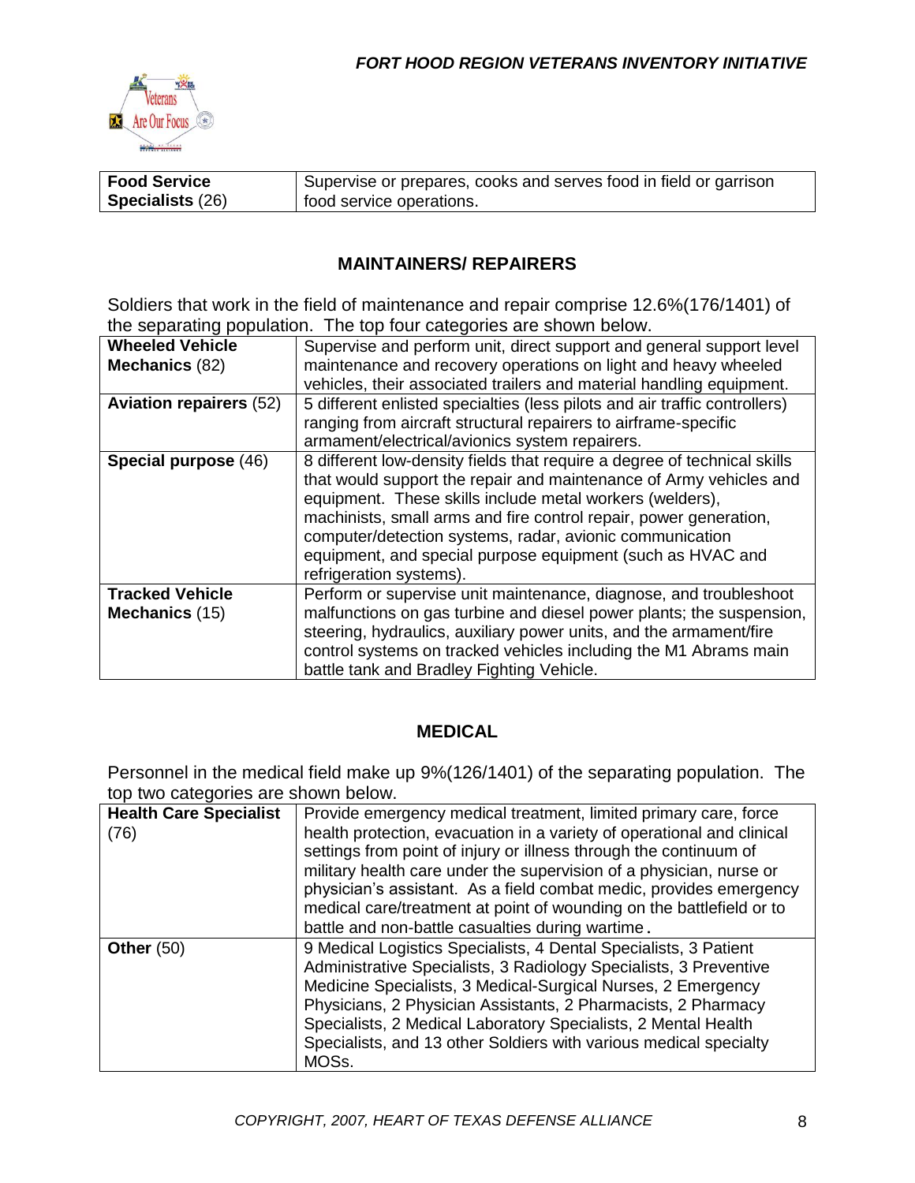| Food Service Specialists (26) | Supervise or prepares, cooks and serves food in field or garrison food service operations. |
|---|---|

## MAINTAINERS/ REPAIRERS

Soldiers that work in the field of maintenance and repair comprise 12.6%(176/1401) of the separating population. The top four categories are shown below.

| **Wheeled Vehicle Mechanics** (82) | Supervise and perform unit, direct support and general support level maintenance and recovery operations on light and heavy wheeled vehicles, their associated trailers and material handling equipment. |
|---|---|
| **Aviation repairers** (52) | 5 different enlisted specialties (less pilots and air traffic controllers) ranging from aircraft structural repairers to airframe-specific armament/electrical/avionics system repairers. |
| **Special purpose** (46) | 8 different low-density fields that require a degree of technical skills that would support the repair and maintenance of Army vehicles and equipment. These skills include metal workers (welders), machinists, small arms and fire control repair, power generation, computer/detection systems, radar, avionic communication equipment, and special purpose equipment (such as HVAC and refrigeration systems). |
| **Tracked Vehicle Mechanics** (15) | Perform or supervise unit maintenance, diagnose, and troubleshoot malfunctions on gas turbine and diesel power plants; the suspension, steering, hydraulics, auxiliary power units, and the armament/fire control systems on tracked vehicles including the M1 Abrams main battle tank and Bradley Fighting Vehicle. |

## MEDICAL

Personnel in the medical field make up 9%(126/1401) of the separating population. The top two categories are shown below.

| **Health Care Specialist** (76) | Provide emergency medical treatment, limited primary care, force health protection, evacuation in a variety of operational and clinical settings from point of injury or illness through the continuum of military health care under the supervision of a physician, nurse or physician's assistant. As a field combat medic, provides emergency medical care/treatment at point of wounding on the battlefield or to battle and non-battle casualties during wartime. |
|---|---|
| **Other** (50) | 9 Medical Logistics Specialists, 4 Dental Specialists, 3 Patient Administrative Specialists, 3 Radiology Specialists, 3 Preventive Medicine Specialists, 3 Medical-Surgical Nurses, 2 Emergency Physicians, 2 Physician Assistants, 2 Pharmacists, 2 Pharmacy Specialists, 2 Medical Laboratory Specialists, 2 Mental Health Specialists, and 13 other Soldiers with various medical specialty MOSs. |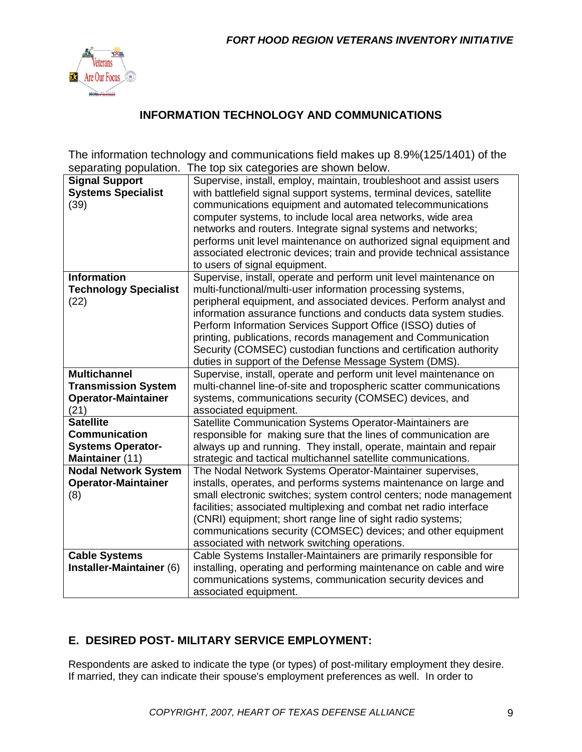## INFORMATION TECHNOLOGY AND COMMUNICATIONS

The information technology and communications field makes up 8.9%(125/1401) of the separating population. The top six categories are shown below.

| | |
|---|---|
| **Signal Support Systems Specialist** (39) | Supervise, install, employ, maintain, troubleshoot and assist users with battlefield signal support systems, terminal devices, satellite communications equipment and automated telecommunications computer systems, to include local area networks, wide area networks and routers. Integrate signal systems and networks; performs unit level maintenance on authorized signal equipment and associated electronic devices; train and provide technical assistance to users of signal equipment. |
| **Information Technology Specialist** (22) | Supervise, install, operate and perform unit level maintenance on multi-functional/multi-user information processing systems, peripheral equipment, and associated devices. Perform analyst and information assurance functions and conducts data system studies. Perform Information Services Support Office (ISSO) duties of printing, publications, records management and Communication Security (COMSEC) custodian functions and certification authority duties in support of the Defense Message System (DMS). |
| **Multichannel Transmission System Operator-Maintainer** (21) | Supervise, install, operate and perform unit level maintenance on multi-channel line-of-site and tropospheric scatter communications systems, communications security (COMSEC) devices, and associated equipment. |
| **Satellite Communication Systems Operator-Maintainer** (11) | Satellite Communication Systems Operator-Maintainers are responsible for making sure that the lines of communication are always up and running. They install, operate, maintain and repair strategic and tactical multichannel satellite communications. |
| **Nodal Network System Operator-Maintainer** (8) | The Nodal Network Systems Operator-Maintainer supervises, installs, operates, and performs systems maintenance on large and small electronic switches; system control centers; node management facilities; associated multiplexing and combat net radio interface (CNRI) equipment; short range line of sight radio systems; communications security (COMSEC) devices; and other equipment associated with network switching operations. |
| **Cable Systems Installer-Maintainer** (6) | Cable Systems Installer-Maintainers are primarily responsible for installing, operating and performing maintenance on cable and wire communications systems, communication security devices and associated equipment. |

## E. DESIRED POST- MILITARY SERVICE EMPLOYMENT:

Respondents are asked to indicate the type (or types) of post-military employment they desire. If married, they can indicate their spouse's employment preferences as well. In order to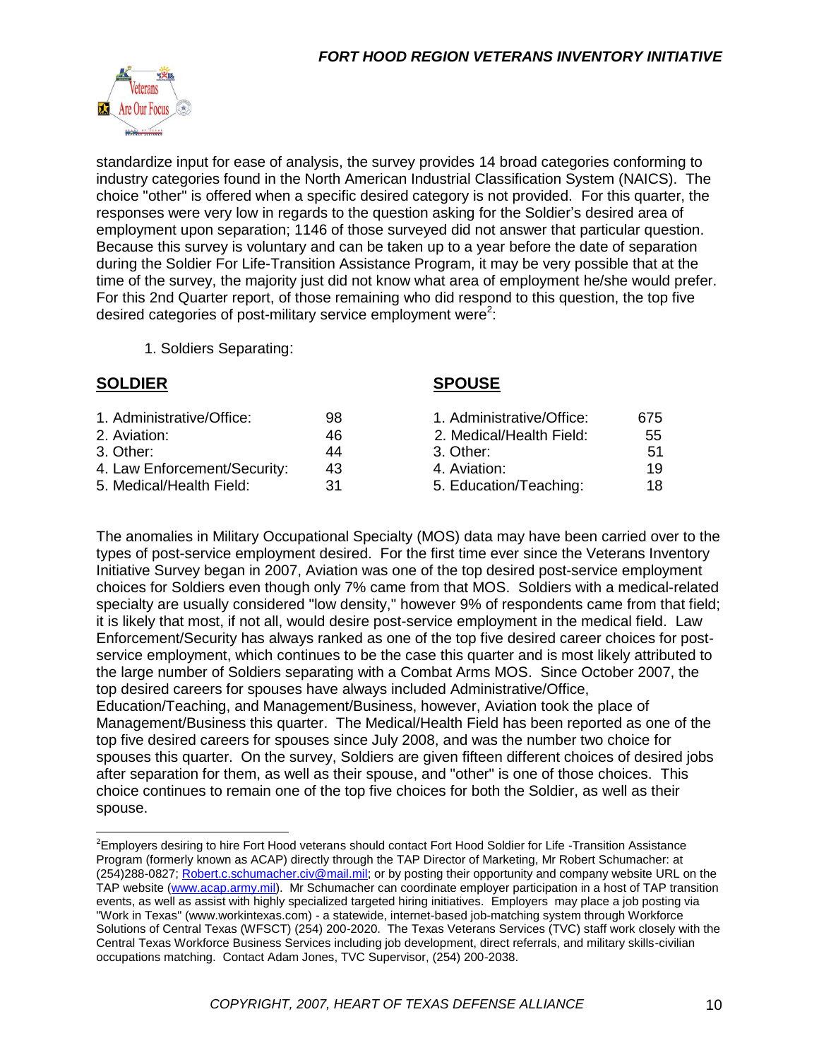standardize input for ease of analysis, the survey provides 14 broad categories conforming to industry categories found in the North American Industrial Classification System (NAICS). The choice "other" is offered when a specific desired category is not provided. For this quarter, the responses were very low in regards to the question asking for the Soldier's desired area of employment upon separation; 1146 of those surveyed did not answer that particular question. Because this survey is voluntary and can be taken up to a year before the date of separation during the Soldier For Life-Transition Assistance Program, it may be very possible that at the time of the survey, the majority just did not know what area of employment he/she would prefer. For this 2nd Quarter report, of those remaining who did respond to this question, the top five desired categories of post-military service employment were[2]:

1. Soldiers Separating:

| **SOLDIER** | | **SPOUSE** | |
|---|---|---|---|
| 1. Administrative/Office: | 98 | 1. Administrative/Office: | 675 |
| 2. Aviation: | 46 | 2. Medical/Health Field: | 55 |
| 3. Other: | 44 | 3. Other: | 51 |
| 4. Law Enforcement/Security: | 43 | 4. Aviation: | 19 |
| 5. Medical/Health Field: | 31 | 5. Education/Teaching: | 18 |

The anomalies in Military Occupational Specialty (MOS) data may have been carried over to the types of post-service employment desired. For the first time ever since the Veterans Inventory Initiative Survey began in 2007, Aviation was one of the top desired post-service employment choices for Soldiers even though only 7% came from that MOS. Soldiers with a medical-related specialty are usually considered "low density," however 9% of respondents came from that field; it is likely that most, if not all, would desire post-service employment in the medical field. Law Enforcement/Security has always ranked as one of the top five desired career choices for post-service employment, which continues to be the case this quarter and is most likely attributed to the large number of Soldiers separating with a Combat Arms MOS. Since October 2007, the top desired careers for spouses have always included Administrative/Office, Education/Teaching, and Management/Business, however, Aviation took the place of Management/Business this quarter. The Medical/Health Field has been reported as one of the top five desired careers for spouses since July 2008, and was the number two choice for spouses this quarter. On the survey, Soldiers are given fifteen different choices of desired jobs after separation for them, as well as their spouse, and "other" is one of those choices. This choice continues to remain one of the top five choices for both the Soldier, as well as their spouse.

[2]Employers desiring to hire Fort Hood veterans should contact Fort Hood Soldier for Life -Transition Assistance Program (formerly known as ACAP) directly through the TAP Director of Marketing, Mr Robert Schumacher: at (254)288-0827; Robert.c.schumacher.civ@mail.mil; or by posting their opportunity and company website URL on the TAP website (www.acap.army.mil). Mr Schumacher can coordinate employer participation in a host of TAP transition events, as well as assist with highly specialized targeted hiring initiatives. Employers may place a job posting via "Work in Texas" (www.workintexas.com) - a statewide, internet-based job-matching system through Workforce Solutions of Central Texas (WFSCT) (254) 200-2020. The Texas Veterans Services (TVC) staff work closely with the Central Texas Workforce Business Services including job development, direct referrals, and military skills-civilian occupations matching. Contact Adam Jones, TVC Supervisor, (254) 200-2038.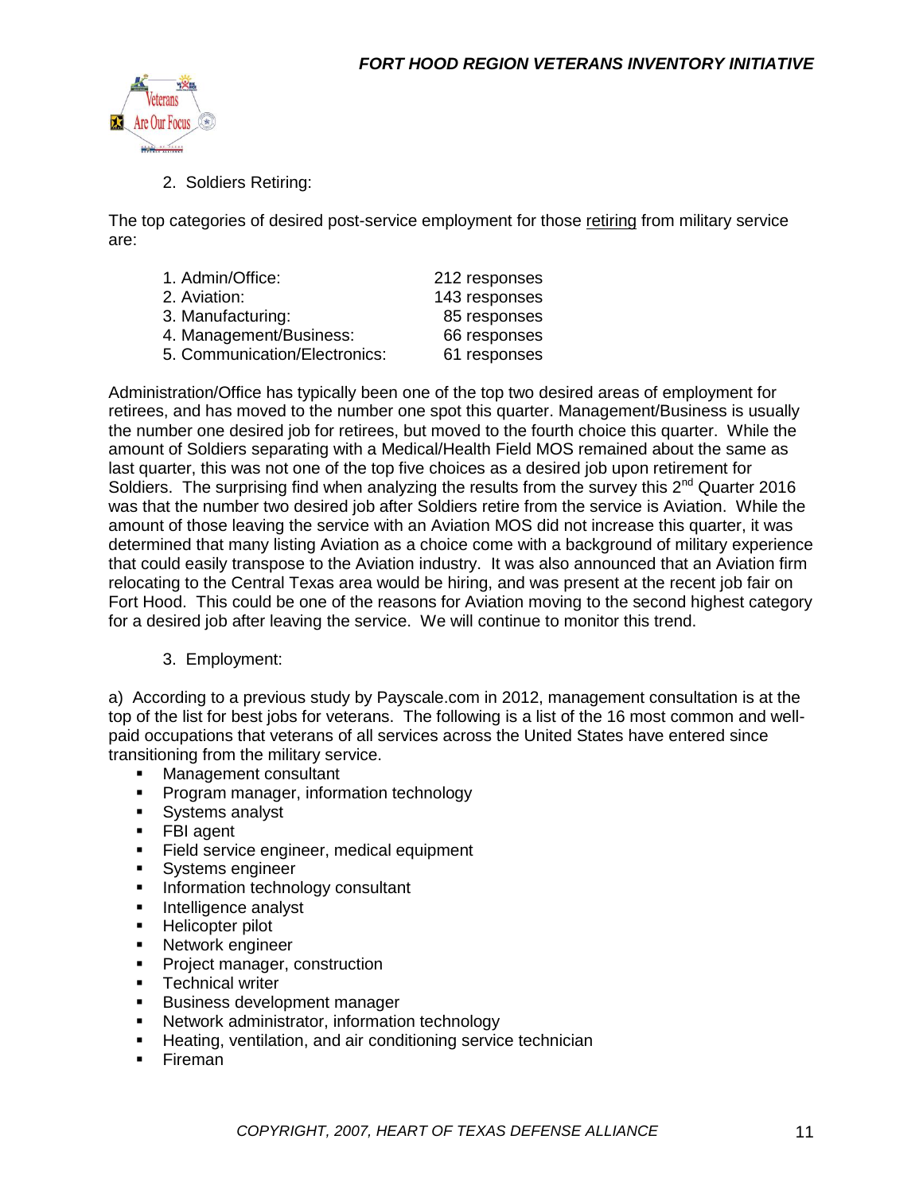2. Soldiers Retiring:

The top categories of desired post-service employment for those retiring from military service are:

| | |
|---|---|
| 1. Admin/Office: | 212 responses |
| 2. Aviation: | 143 responses |
| 3. Manufacturing: | 85 responses |
| 4. Management/Business: | 66 responses |
| 5. Communication/Electronics: | 61 responses |

Administration/Office has typically been one of the top two desired areas of employment for retirees, and has moved to the number one spot this quarter. Management/Business is usually the number one desired job for retirees, but moved to the fourth choice this quarter. While the amount of Soldiers separating with a Medical/Health Field MOS remained about the same as last quarter, this was not one of the top five choices as a desired job upon retirement for Soldiers. The surprising find when analyzing the results from the survey this 2nd Quarter 2016 was that the number two desired job after Soldiers retire from the service is Aviation. While the amount of those leaving the service with an Aviation MOS did not increase this quarter, it was determined that many listing Aviation as a choice come with a background of military experience that could easily transpose to the Aviation industry. It was also announced that an Aviation firm relocating to the Central Texas area would be hiring, and was present at the recent job fair on Fort Hood. This could be one of the reasons for Aviation moving to the second highest category for a desired job after leaving the service. We will continue to monitor this trend.

3. Employment:

a) According to a previous study by Payscale.com in 2012, management consultation is at the top of the list for best jobs for veterans. The following is a list of the 16 most common and well-paid occupations that veterans of all services across the United States have entered since transitioning from the military service.

- Management consultant
- Program manager, information technology
- Systems analyst
- FBI agent
- Field service engineer, medical equipment
- Systems engineer
- Information technology consultant
- Intelligence analyst
- Helicopter pilot
- Network engineer
- Project manager, construction
- Technical writer
- Business development manager
- Network administrator, information technology
- Heating, ventilation, and air conditioning service technician
- Fireman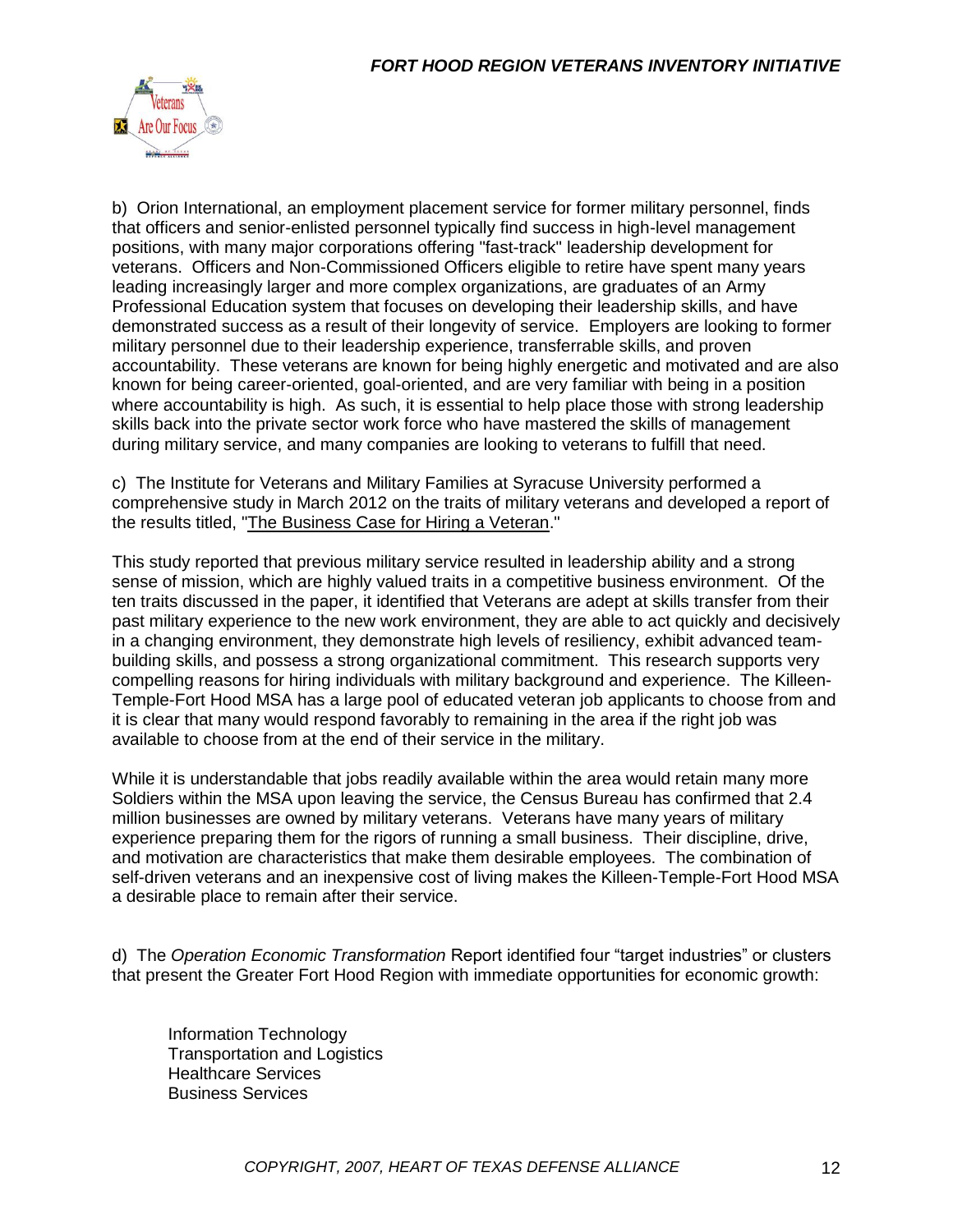b) Orion International, an employment placement service for former military personnel, finds that officers and senior-enlisted personnel typically find success in high-level management positions, with many major corporations offering "fast-track" leadership development for veterans. Officers and Non-Commissioned Officers eligible to retire have spent many years leading increasingly larger and more complex organizations, are graduates of an Army Professional Education system that focuses on developing their leadership skills, and have demonstrated success as a result of their longevity of service. Employers are looking to former military personnel due to their leadership experience, transferrable skills, and proven accountability. These veterans are known for being highly energetic and motivated and are also known for being career-oriented, goal-oriented, and are very familiar with being in a position where accountability is high. As such, it is essential to help place those with strong leadership skills back into the private sector work force who have mastered the skills of management during military service, and many companies are looking to veterans to fulfill that need.

c) The Institute for Veterans and Military Families at Syracuse University performed a comprehensive study in March 2012 on the traits of military veterans and developed a report of the results titled, "The Business Case for Hiring a Veteran."

This study reported that previous military service resulted in leadership ability and a strong sense of mission, which are highly valued traits in a competitive business environment. Of the ten traits discussed in the paper, it identified that Veterans are adept at skills transfer from their past military experience to the new work environment, they are able to act quickly and decisively in a changing environment, they demonstrate high levels of resiliency, exhibit advanced team-building skills, and possess a strong organizational commitment. This research supports very compelling reasons for hiring individuals with military background and experience. The Killeen-Temple-Fort Hood MSA has a large pool of educated veteran job applicants to choose from and it is clear that many would respond favorably to remaining in the area if the right job was available to choose from at the end of their service in the military.

While it is understandable that jobs readily available within the area would retain many more Soldiers within the MSA upon leaving the service, the Census Bureau has confirmed that 2.4 million businesses are owned by military veterans. Veterans have many years of military experience preparing them for the rigors of running a small business. Their discipline, drive, and motivation are characteristics that make them desirable employees. The combination of self-driven veterans and an inexpensive cost of living makes the Killeen-Temple-Fort Hood MSA a desirable place to remain after their service.

d) The *Operation Economic Transformation* Report identified four "target industries" or clusters that present the Greater Fort Hood Region with immediate opportunities for economic growth:

- Information Technology
- Transportation and Logistics
- Healthcare Services
- Business Services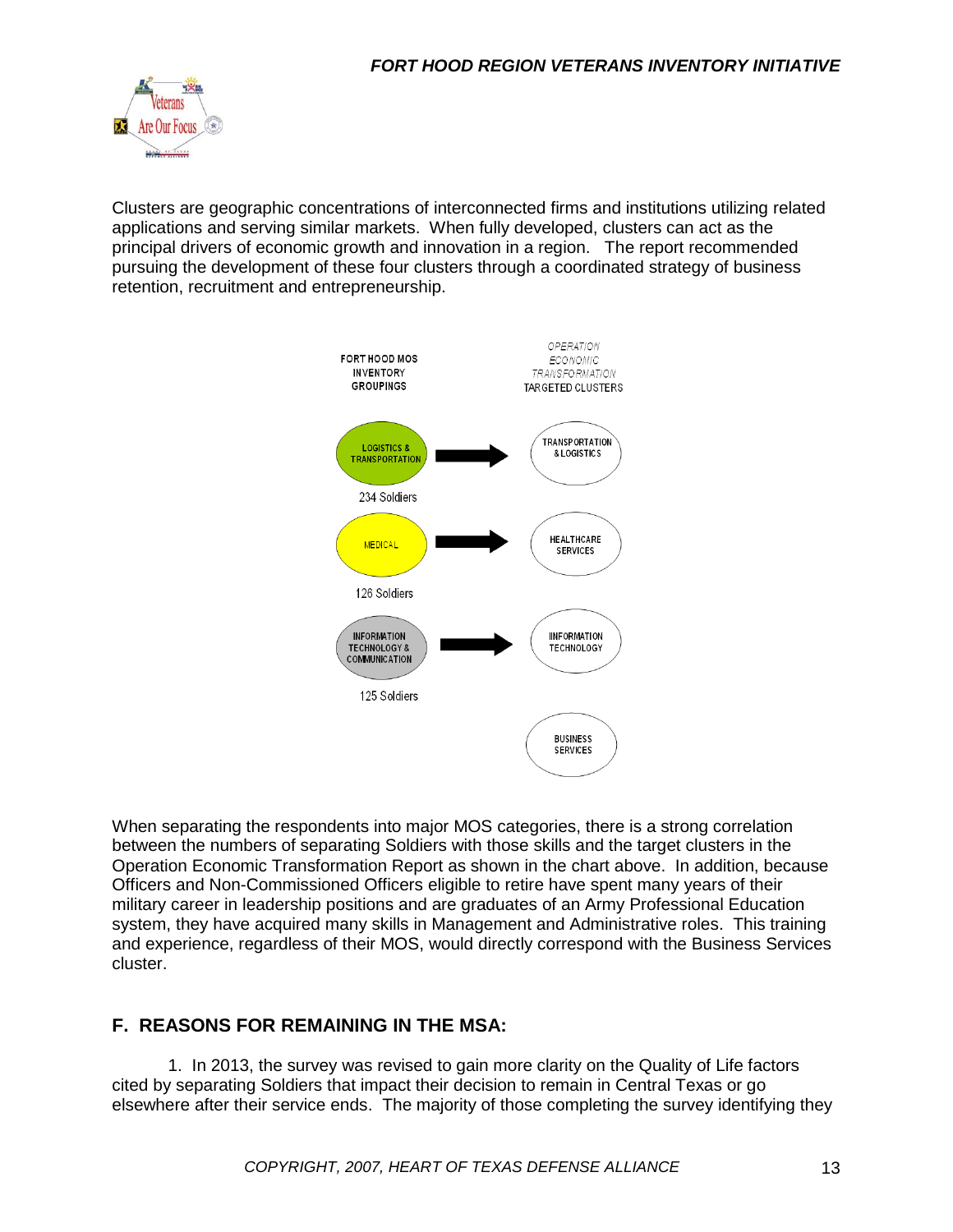Clusters are geographic concentrations of interconnected firms and institutions utilizing related applications and serving similar markets. When fully developed, clusters can act as the principal drivers of economic growth and innovation in a region. The report recommended pursuing the development of these four clusters through a coordinated strategy of business retention, recruitment and entrepreneurship.

| FORT HOOD MOS INVENTORY GROUPINGS | | OPERATION ECONOMIC TRANSFORMATION TARGETED CLUSTERS |
|---|---|---|
| LOGISTICS & TRANSPORTATION (234 Soldiers) | → | TRANSPORTATION & LOGISTICS |
| MEDICAL (126 Soldiers) | → | HEALTHCARE SERVICES |
| INFORMATION TECHNOLOGY & COMMUNICATION (125 Soldiers) | → | INFORMATION TECHNOLOGY |
| | | BUSINESS SERVICES |

When separating the respondents into major MOS categories, there is a strong correlation between the numbers of separating Soldiers with those skills and the target clusters in the Operation Economic Transformation Report as shown in the chart above. In addition, because Officers and Non-Commissioned Officers eligible to retire have spent many years of their military career in leadership positions and are graduates of an Army Professional Education system, they have acquired many skills in Management and Administrative roles. This training and experience, regardless of their MOS, would directly correspond with the Business Services cluster.

## F. REASONS FOR REMAINING IN THE MSA:

1. In 2013, the survey was revised to gain more clarity on the Quality of Life factors cited by separating Soldiers that impact their decision to remain in Central Texas or go elsewhere after their service ends. The majority of those completing the survey identifying they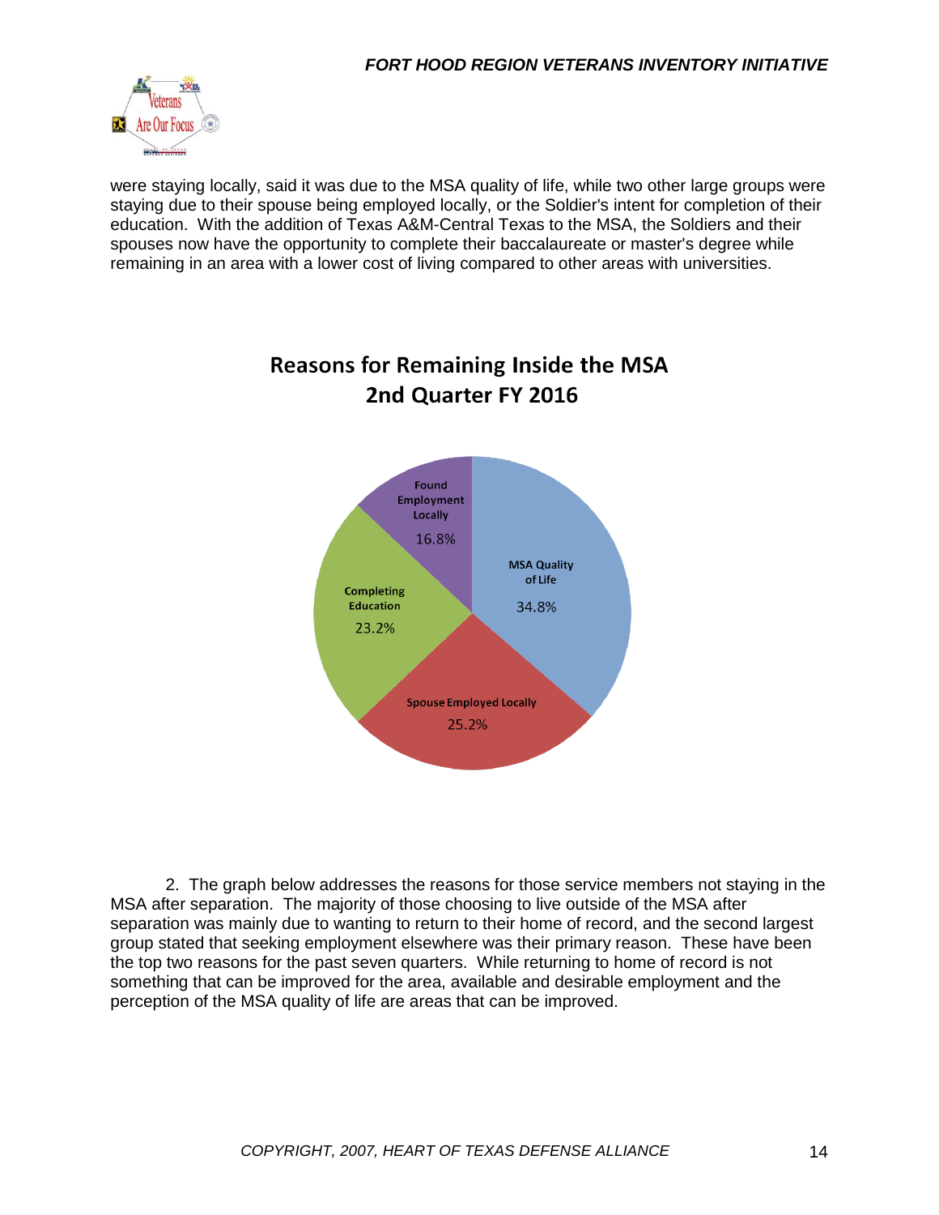were staying locally, said it was due to the MSA quality of life, while two other large groups were staying due to their spouse being employed locally, or the Soldier's intent for completion of their education. With the addition of Texas A&M-Central Texas to the MSA, the Soldiers and their spouses now have the opportunity to complete their baccalaureate or master's degree while remaining in an area with a lower cost of living compared to other areas with universities.

**Reasons for Remaining Inside the MSA**
**2nd Quarter FY 2016**

| Reason | Percentage |
|---|---|
| MSA Quality of Life | 34.8% |
| Spouse Employed Locally | 25.2% |
| Completing Education | 23.2% |
| Found Employment Locally | 16.8% |

2. The graph below addresses the reasons for those service members not staying in the MSA after separation. The majority of those choosing to live outside of the MSA after separation was mainly due to wanting to return to their home of record, and the second largest group stated that seeking employment elsewhere was their primary reason. These have been the top two reasons for the past seven quarters. While returning to home of record is not something that can be improved for the area, available and desirable employment and the perception of the MSA quality of life are areas that can be improved.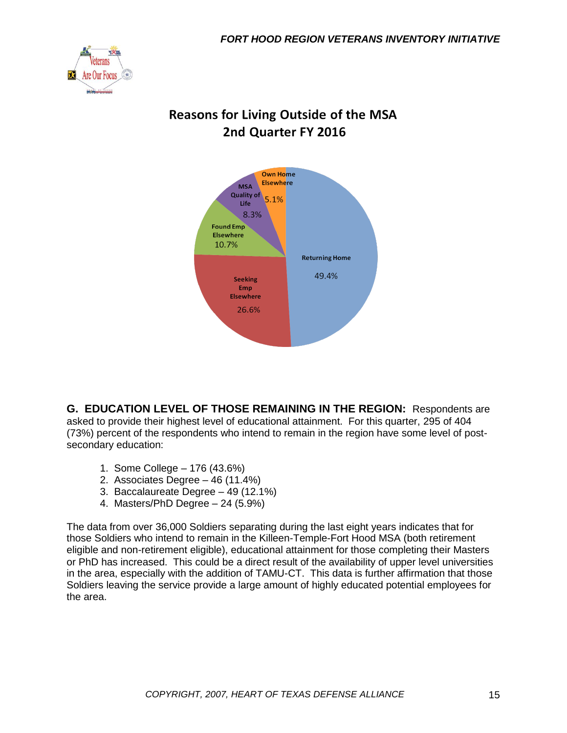## Reasons for Living Outside of the MSA
## 2nd Quarter FY 2016

- Returning Home: 49.4%
- Seeking Emp Elsewhere: 26.6%
- Found Emp Elsewhere: 10.7%
- MSA Quality of Life: 8.3%
- Own Home Elsewhere: 5.1%

**G. EDUCATION LEVEL OF THOSE REMAINING IN THE REGION:** Respondents are asked to provide their highest level of educational attainment. For this quarter, 295 of 404 (73%) percent of the respondents who intend to remain in the region have some level of post-secondary education:

1. Some College – 176 (43.6%)
2. Associates Degree – 46 (11.4%)
3. Baccalaureate Degree – 49 (12.1%)
4. Masters/PhD Degree – 24 (5.9%)

The data from over 36,000 Soldiers separating during the last eight years indicates that for those Soldiers who intend to remain in the Killeen-Temple-Fort Hood MSA (both retirement eligible and non-retirement eligible), educational attainment for those completing their Masters or PhD has increased. This could be a direct result of the availability of upper level universities in the area, especially with the addition of TAMU-CT. This data is further affirmation that those Soldiers leaving the service provide a large amount of highly educated potential employees for the area.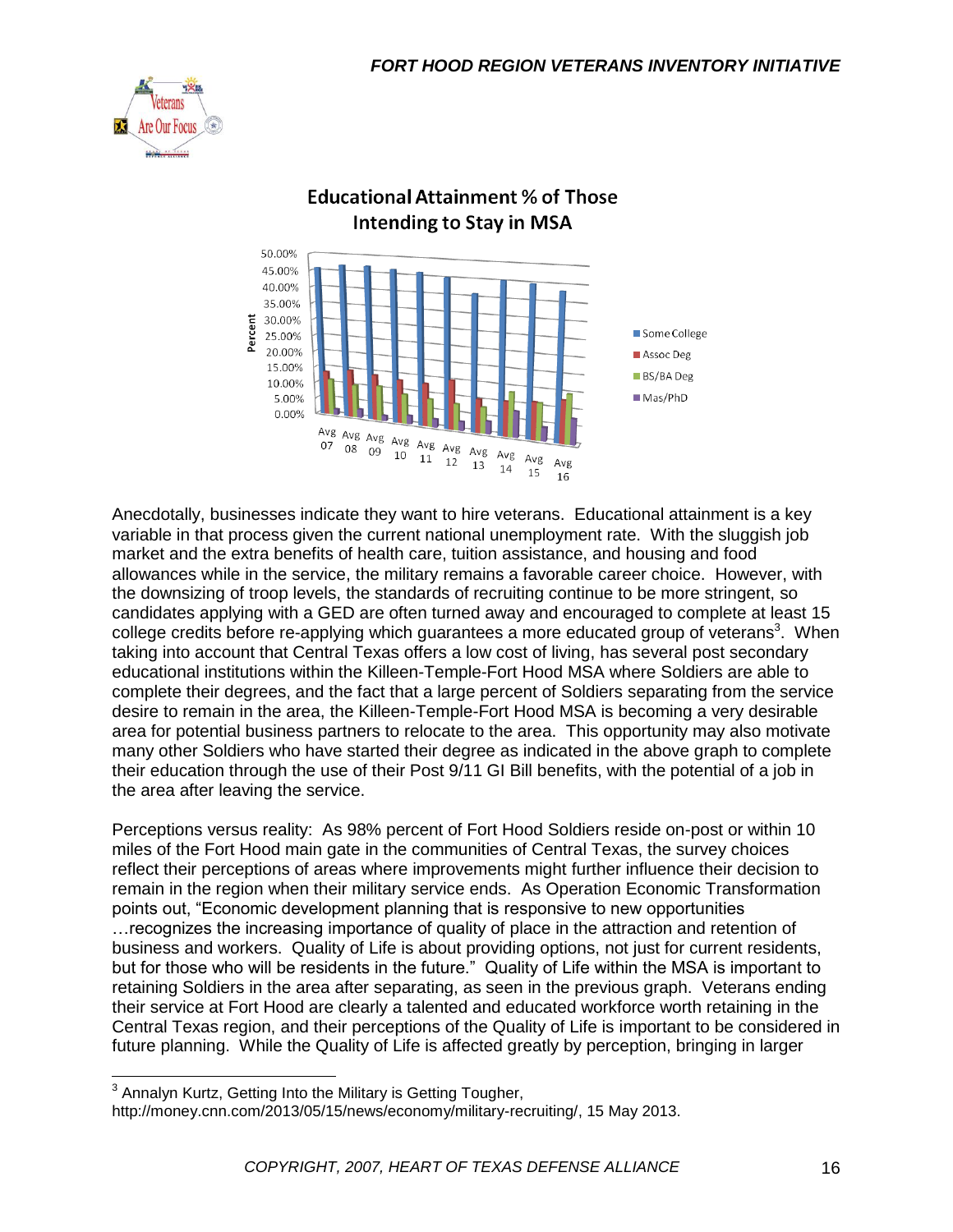**Educational Attainment % of Those Intending to Stay in MSA**

Anecdotally, businesses indicate they want to hire veterans. Educational attainment is a key variable in that process given the current national unemployment rate. With the sluggish job market and the extra benefits of health care, tuition assistance, and housing and food allowances while in the service, the military remains a favorable career choice. However, with the downsizing of troop levels, the standards of recruiting continue to be more stringent, so candidates applying with a GED are often turned away and encouraged to complete at least 15 college credits before re-applying which guarantees a more educated group of veterans[3]. When taking into account that Central Texas offers a low cost of living, has several post secondary educational institutions within the Killeen-Temple-Fort Hood MSA where Soldiers are able to complete their degrees, and the fact that a large percent of Soldiers separating from the service desire to remain in the area, the Killeen-Temple-Fort Hood MSA is becoming a very desirable area for potential business partners to relocate to the area. This opportunity may also motivate many other Soldiers who have started their degree as indicated in the above graph to complete their education through the use of their Post 9/11 GI Bill benefits, with the potential of a job in the area after leaving the service.

Perceptions versus reality: As 98% percent of Fort Hood Soldiers reside on-post or within 10 miles of the Fort Hood main gate in the communities of Central Texas, the survey choices reflect their perceptions of areas where improvements might further influence their decision to remain in the region when their military service ends. As Operation Economic Transformation points out, "Economic development planning that is responsive to new opportunities …recognizes the increasing importance of quality of place in the attraction and retention of business and workers. Quality of Life is about providing options, not just for current residents, but for those who will be residents in the future." Quality of Life within the MSA is important to retaining Soldiers in the area after separating, as seen in the previous graph. Veterans ending their service at Fort Hood are clearly a talented and educated workforce worth retaining in the Central Texas region, and their perceptions of the Quality of Life is important to be considered in future planning. While the Quality of Life is affected greatly by perception, bringing in larger

[3] Annalyn Kurtz, Getting Into the Military is Getting Tougher, http://money.cnn.com/2013/05/15/news/economy/military-recruiting/, 15 May 2013.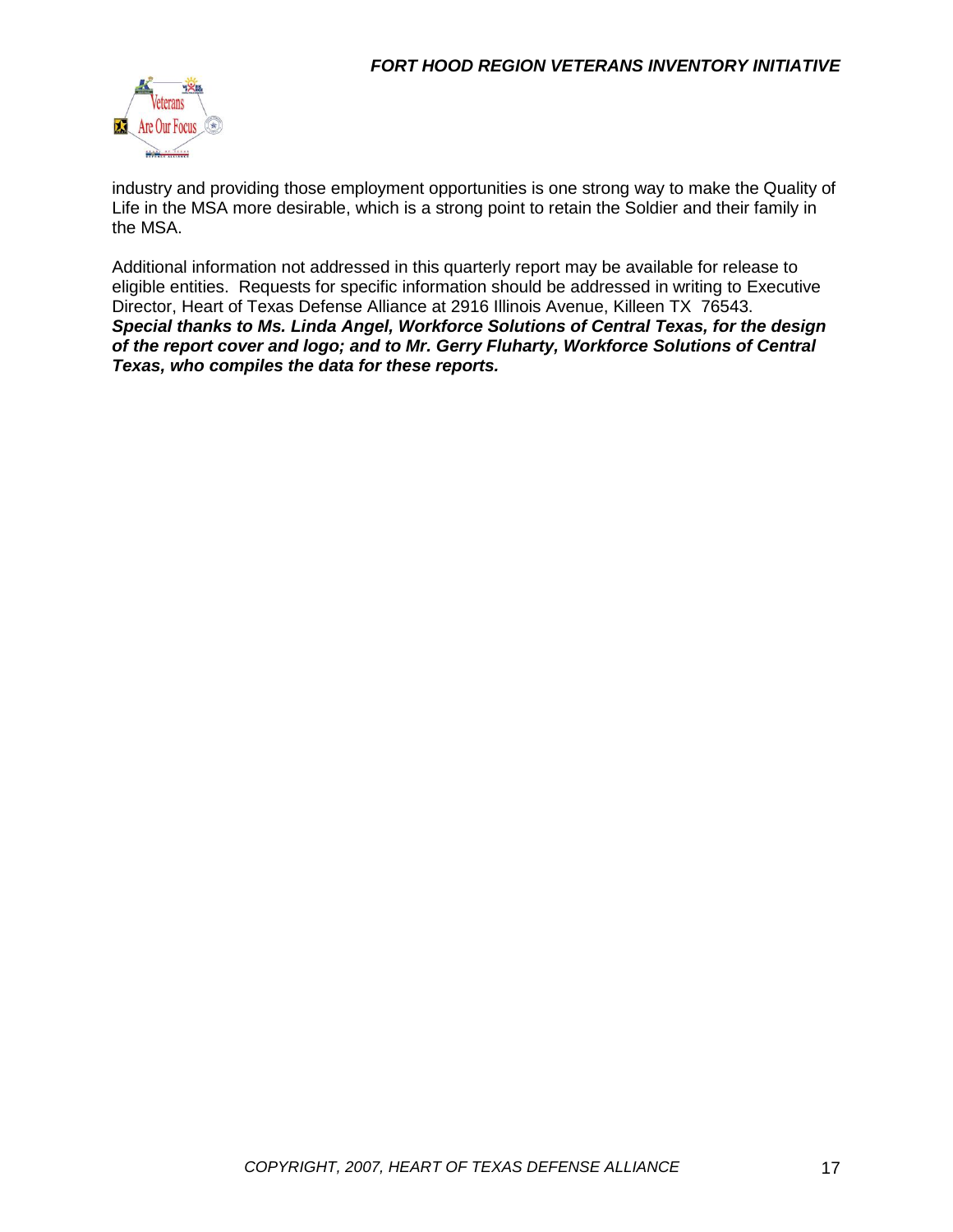industry and providing those employment opportunities is one strong way to make the Quality of Life in the MSA more desirable, which is a strong point to retain the Soldier and their family in the MSA.

Additional information not addressed in this quarterly report may be available for release to eligible entities. Requests for specific information should be addressed in writing to Executive Director, Heart of Texas Defense Alliance at 2916 Illinois Avenue, Killeen TX 76543. ***Special thanks to Ms. Linda Angel, Workforce Solutions of Central Texas, for the design of the report cover and logo; and to Mr. Gerry Fluharty, Workforce Solutions of Central Texas, who compiles the data for these reports.***